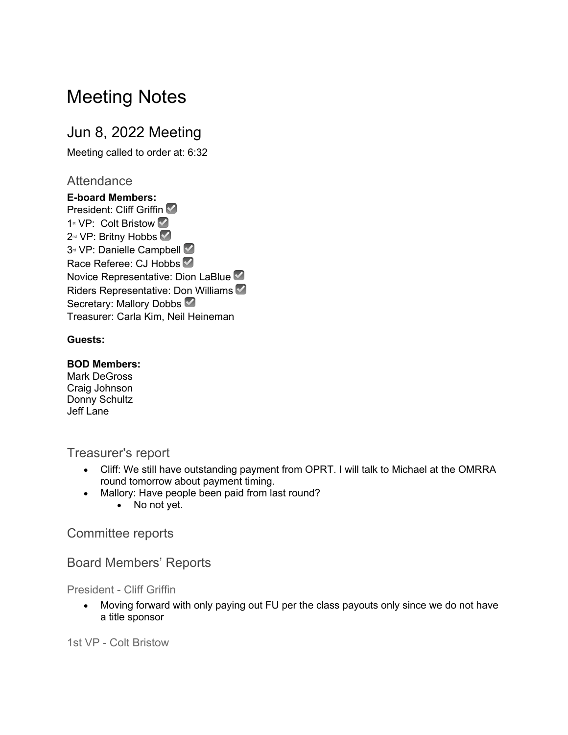# Meeting Notes

## Jun 8, 2022 Meeting

Meeting called to order at: 6:32

### Attendance

**E-board Members:**
President: Cliff Griffin ☑️
1st VP: Colt Bristow ☑️
2nd VP: Britny Hobbs ☑️
3rd VP: Danielle Campbell ☑️
Race Referee: CJ Hobbs ☑️
Novice Representative: Dion LaBlue ☑️
Riders Representative: Don Williams ☑️
Secretary: Mallory Dobbs ☑️
Treasurer: Carla Kim, Neil Heineman

**Guests:**

**BOD Members:**
Mark DeGross
Craig Johnson
Donny Schultz
Jeff Lane

### Treasurer's report

- Cliff: We still have outstanding payment from OPRT. I will talk to Michael at the OMRRA round tomorrow about payment timing.
- Mallory: Have people been paid from last round?
    - No not yet.

### Committee reports

### Board Members' Reports

#### President - Cliff Griffin

- Moving forward with only paying out FU per the class payouts only since we do not have a title sponsor

#### 1st VP - Colt Bristow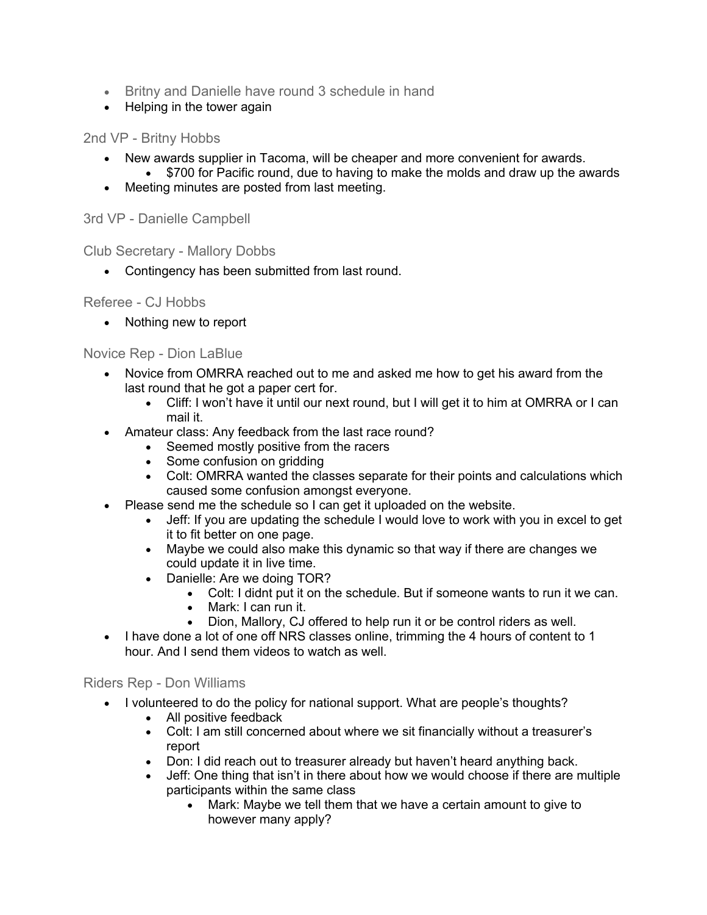- Britny and Danielle have round 3 schedule in hand
- Helping in the tower again

## 2nd VP - Britny Hobbs

- New awards supplier in Tacoma, will be cheaper and more convenient for awards.
    - $700 for Pacific round, due to having to make the molds and draw up the awards
- Meeting minutes are posted from last meeting.

## 3rd VP - Danielle Campbell

## Club Secretary - Mallory Dobbs

- Contingency has been submitted from last round.

## Referee - CJ Hobbs

- Nothing new to report

## Novice Rep - Dion LaBlue

- Novice from OMRRA reached out to me and asked me how to get his award from the last round that he got a paper cert for.
    - Cliff: I won't have it until our next round, but I will get it to him at OMRRA or I can mail it.
- Amateur class: Any feedback from the last race round?
    - Seemed mostly positive from the racers
    - Some confusion on gridding
    - Colt: OMRRA wanted the classes separate for their points and calculations which caused some confusion amongst everyone.
- Please send me the schedule so I can get it uploaded on the website.
    - Jeff: If you are updating the schedule I would love to work with you in excel to get it to fit better on one page.
    - Maybe we could also make this dynamic so that way if there are changes we could update it in live time.
    - Danielle: Are we doing TOR?
        - Colt: I didnt put it on the schedule. But if someone wants to run it we can.
        - Mark: I can run it.
        - Dion, Mallory, CJ offered to help run it or be control riders as well.
- I have done a lot of one off NRS classes online, trimming the 4 hours of content to 1 hour. And I send them videos to watch as well.

## Riders Rep - Don Williams

- I volunteered to do the policy for national support. What are people's thoughts?
    - All positive feedback
    - Colt: I am still concerned about where we sit financially without a treasurer's report
    - Don: I did reach out to treasurer already but haven't heard anything back.
    - Jeff: One thing that isn't in there about how we would choose if there are multiple participants within the same class
        - Mark: Maybe we tell them that we have a certain amount to give to however many apply?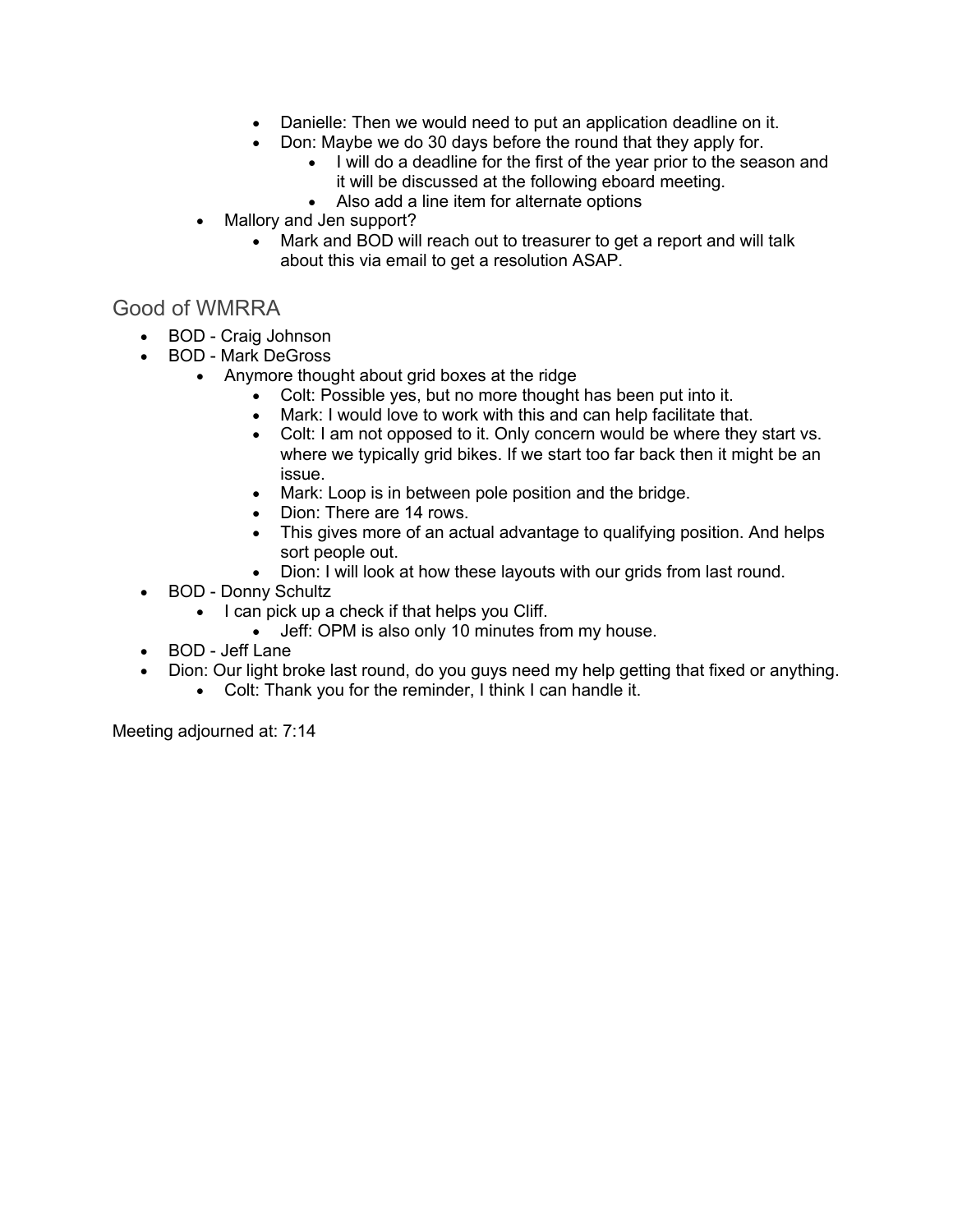- Danielle: Then we would need to put an application deadline on it.
        - Don: Maybe we do 30 days before the round that they apply for.
            - I will do a deadline for the first of the year prior to the season and it will be discussed at the following eboard meeting.
            - Also add a line item for alternate options
    - Mallory and Jen support?
        - Mark and BOD will reach out to treasurer to get a report and will talk about this via email to get a resolution ASAP.

## Good of WMRRA

- BOD - Craig Johnson
- BOD - Mark DeGross
    - Anymore thought about grid boxes at the ridge
        - Colt: Possible yes, but no more thought has been put into it.
        - Mark: I would love to work with this and can help facilitate that.
        - Colt: I am not opposed to it. Only concern would be where they start vs. where we typically grid bikes. If we start too far back then it might be an issue.
        - Mark: Loop is in between pole position and the bridge.
        - Dion: There are 14 rows.
        - This gives more of an actual advantage to qualifying position. And helps sort people out.
        - Dion: I will look at how these layouts with our grids from last round.
- BOD - Donny Schultz
    - I can pick up a check if that helps you Cliff.
        - Jeff: OPM is also only 10 minutes from my house.
- BOD - Jeff Lane
- Dion: Our light broke last round, do you guys need my help getting that fixed or anything.
    - Colt: Thank you for the reminder, I think I can handle it.

Meeting adjourned at: 7:14